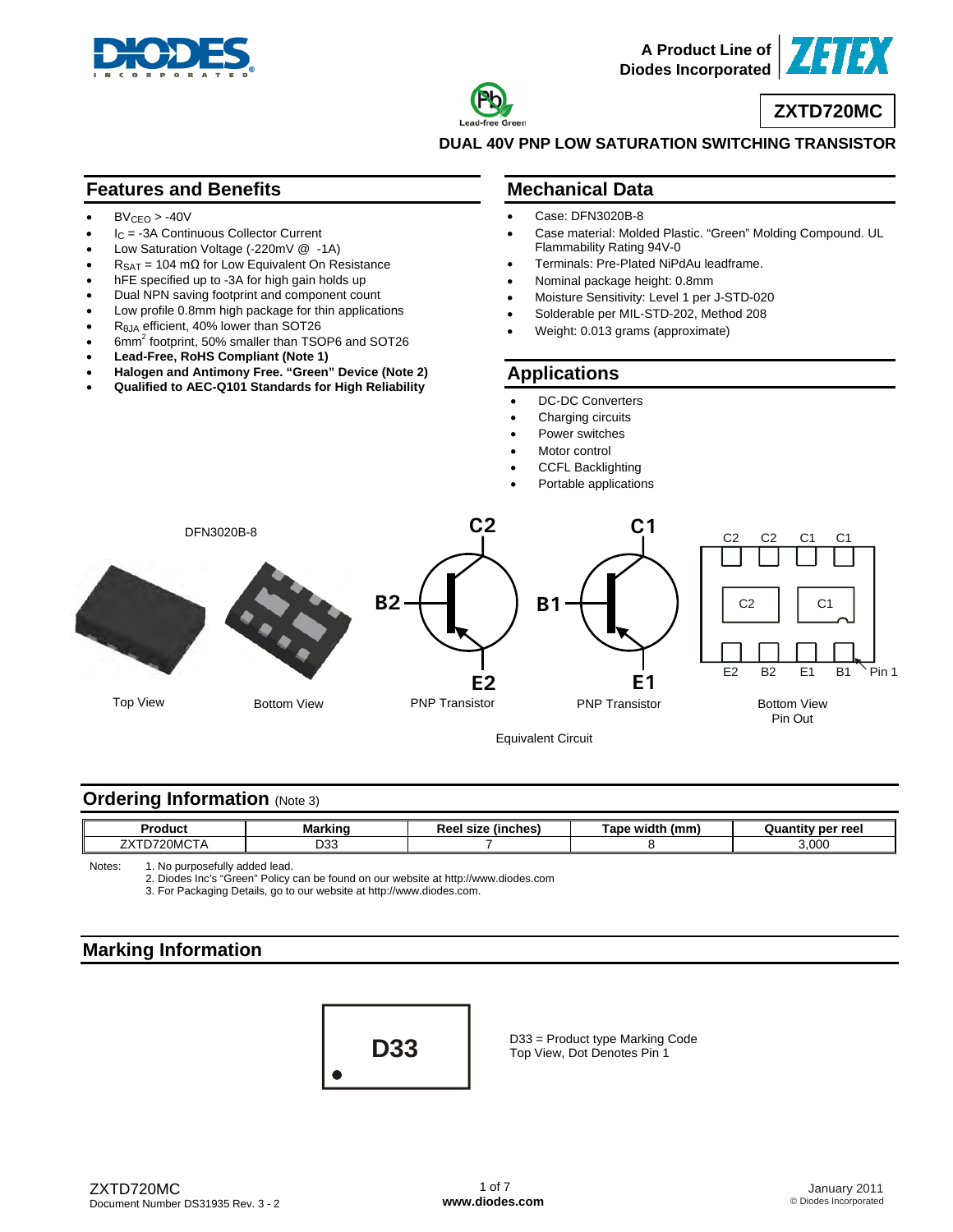A Product Line of Diodes Incorporated

# ZXTD720MC

## DUAL 40V PNP LOW SATURATION SWITCHING TRANSISTOR

## Features and Benefits

- $BV_{CEO}$ > -40V
- $I_C$ = -3A Continuous Collector Current
- Low Saturation Voltage (-220mV @ -1A)
- $R_{SAT}$ = 104 mΩ for Low Equivalent On Resistance
- hFE specified up to -3A for high gain holds up
- Dual NPN saving footprint and component count
- Low profile 0.8mm high package for thin applications
- $R_{\theta JA}$ efficient, 40% lower than SOT26
- 6mm$^2$ footprint, 50% smaller than TSOP6 and SOT26
- **Lead-Free, RoHS Compliant (Note 1)**
- **Halogen and Antimony Free. "Green" Device (Note 2)**
- **Qualified to AEC-Q101 Standards for High Reliability**

## Mechanical Data

- Case: DFN3020B-8
- Case material: Molded Plastic. "Green" Molding Compound. UL Flammability Rating 94V-0
- Terminals: Pre-Plated NiPdAu leadframe.
- Nominal package height: 0.8mm
- Moisture Sensitivity: Level 1 per J-STD-020
- Solderable per MIL-STD-202, Method 208
- Weight: 0.013 grams (approximate)

## Applications

- DC-DC Converters
- Charging circuits
- Power switches
- Motor control
- CCFL Backlighting
- Portable applications

DFN3020B-8

Top View Bottom View

C2, B2, E2 — PNP Transistor C1, B1, E1 — PNP Transistor

Equivalent Circuit

C2 C2 C1 C1 / C2 C1 / E2 B2 E1 B1 Pin 1

Bottom View Pin Out

## Ordering Information (Note 3)

| Product | Marking | Reel size (inches) | Tape width (mm) | Quantity per reel |
|---|---|---|---|---|
| ZXTD720MCTA | D33 | 7 | 8 | 3,000 |

Notes:
1. No purposefully added lead.
2. Diodes Inc's "Green" Policy can be found on our website at http://www.diodes.com
3. For Packaging Details, go to our website at http://www.diodes.com.

## Marking Information

D33

D33 = Product type Marking Code
Top View, Dot Denotes Pin 1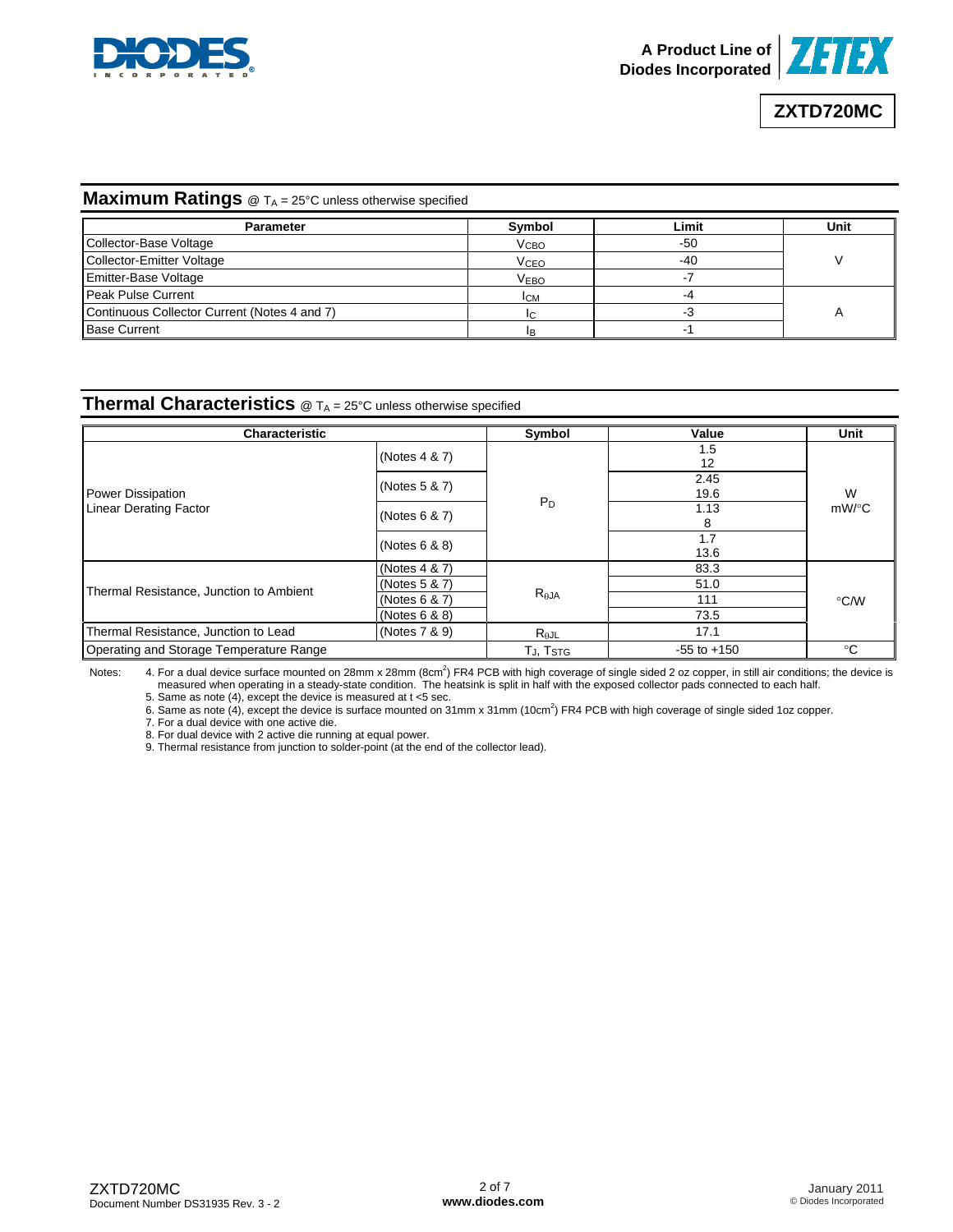## Maximum Ratings @ $T_A$ = 25°C unless otherwise specified

| Parameter | Symbol | Limit | Unit |
|---|---|---|---|
| Collector-Base Voltage | $V_{CBO}$ | -50 | V |
| Collector-Emitter Voltage | $V_{CEO}$ | -40 | |
| Emitter-Base Voltage | $V_{EBO}$ | -7 | |
| Peak Pulse Current | $I_{CM}$ | -4 | A |
| Continuous Collector Current (Notes 4 and 7) | $I_C$ | -3 | |
| Base Current | $I_B$ | -1 | |

## Thermal Characteristics @ $T_A$ = 25°C unless otherwise specified

| Characteristic | | Symbol | Value | Unit |
|---|---|---|---|---|
| Power Dissipation<br>Linear Derating Factor | (Notes 4 & 7) | $P_D$ | 1.5<br>12 | W<br>mW/°C |
| | (Notes 5 & 7) | | 2.45<br>19.6 | |
| | (Notes 6 & 7) | | 1.13<br>8 | |
| | (Notes 6 & 8) | | 1.7<br>13.6 | |
| Thermal Resistance, Junction to Ambient | (Notes 4 & 7) | $R_{\theta JA}$ | 83.3 | °C/W |
| | (Notes 5 & 7) | | 51.0 | |
| | (Notes 6 & 7) | | 111 | |
| | (Notes 6 & 8) | | 73.5 | |
| Thermal Resistance, Junction to Lead | (Notes 7 & 9) | $R_{\theta JL}$ | 17.1 | |
| Operating and Storage Temperature Range | | $T_J$, $T_{STG}$ | -55 to +150 | °C |

Notes:
4. For a dual device surface mounted on 28mm x 28mm (8cm$^2$) FR4 PCB with high coverage of single sided 2 oz copper, in still air conditions; the device is measured when operating in a steady-state condition. The heatsink is split in half with the exposed collector pads connected to each half.
5. Same as note (4), except the device is measured at t <5 sec.
6. Same as note (4), except the device is surface mounted on 31mm x 31mm (10cm$^2$) FR4 PCB with high coverage of single sided 1oz copper.
7. For a dual device with one active die.
8. For dual device with 2 active die running at equal power.
9. Thermal resistance from junction to solder-point (at the end of the collector lead).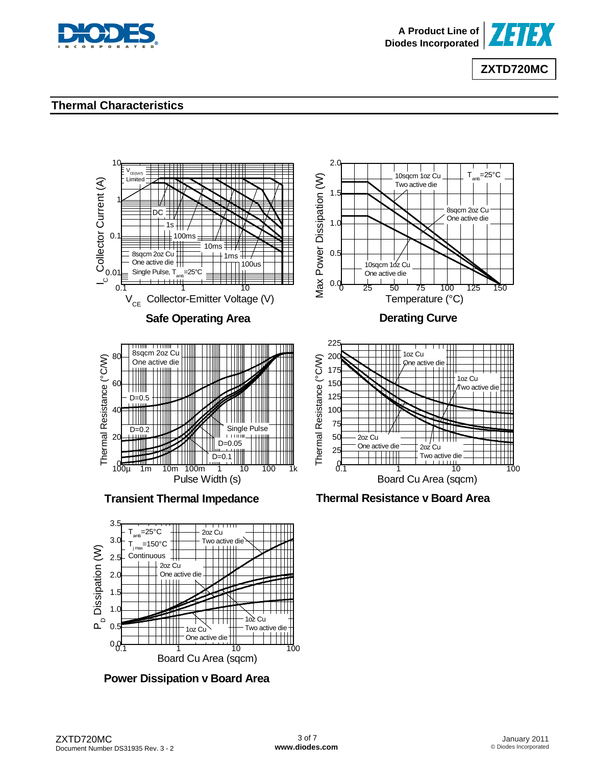## Thermal Characteristics

**Safe Operating Area**

**Derating Curve**

**Transient Thermal Impedance**

**Thermal Resistance v Board Area**

**Power Dissipation v Board Area**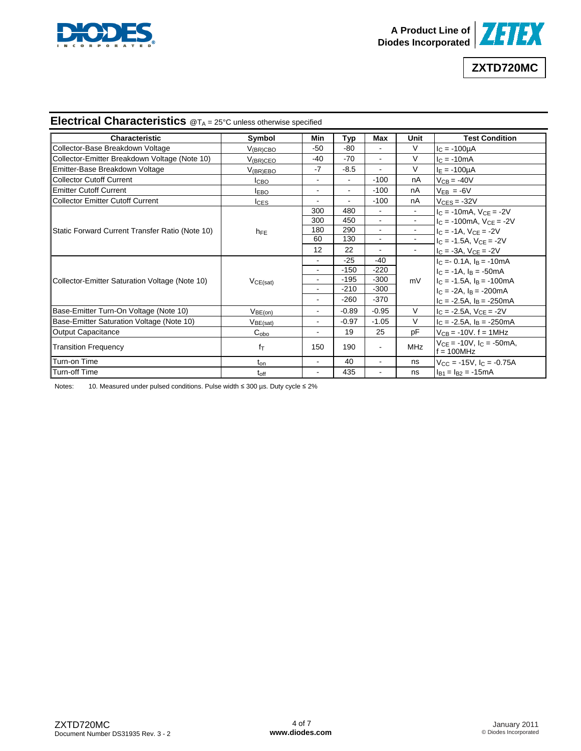## Electrical Characteristics @$T_A$ = 25°C unless otherwise specified

| Characteristic | Symbol | Min | Typ | Max | Unit | Test Condition |
|---|---|---|---|---|---|---|
| Collector-Base Breakdown Voltage | $V_{(BR)CBO}$ | -50 | -80 | - | V | $I_C$ = -100µA |
| Collector-Emitter Breakdown Voltage (Note 10) | $V_{(BR)CEO}$ | -40 | -70 | - | V | $I_C$ = -10mA |
| Emitter-Base Breakdown Voltage | $V_{(BR)EBO}$ | -7 | -8.5 | - | V | $I_E$ = -100µA |
| Collector Cutoff Current | $I_{CBO}$ | - | - | -100 | nA | $V_{CB}$ = -40V |
| Emitter Cutoff Current | $I_{EBO}$ | - | - | -100 | nA | $V_{EB}$ = -6V |
| Collector Emitter Cutoff Current | $I_{CES}$ | - | - | -100 | nA | $V_{CES}$ = -32V |
| Static Forward Current Transfer Ratio (Note 10) | $h_{FE}$ | 300 | 480 | - | - | $I_C$ = -10mA, $V_{CE}$ = -2V |
| | | 300 | 450 | - | - | $I_C$ = -100mA, $V_{CE}$ = -2V |
| | | 180 | 290 | - | - | $I_C$ = -1A, $V_{CE}$ = -2V |
| | | 60 | 130 | - | - | $I_C$ = -1.5A, $V_{CE}$ = -2V |
| | | 12 | 22 | - | - | $I_C$ = -3A, $V_{CE}$ = -2V |
| Collector-Emitter Saturation Voltage (Note 10) | $V_{CE(sat)}$ | - | -25 | -40 | mV | $I_C$ =- 0.1A, $I_B$ = -10mA |
| | | - | -150 | -220 | | $I_C$ = -1A, $I_B$ = -50mA |
| | | - | -195 | -300 | | $I_C$ = -1.5A, $I_B$ = -100mA |
| | | - | -210 | -300 | | $I_C$ = -2A, $I_B$ = -200mA |
| | | - | -260 | -370 | | $I_C$ = -2.5A, $I_B$ = -250mA |
| Base-Emitter Turn-On Voltage (Note 10) | $V_{BE(on)}$ | - | -0.89 | -0.95 | V | $I_C$ = -2.5A, $V_{CE}$ = -2V |
| Base-Emitter Saturation Voltage (Note 10) | $V_{BE(sat)}$ | - | -0.97 | -1.05 | V | $I_C$ = -2.5A, $I_B$ = -250mA |
| Output Capacitance | $C_{obo}$ | - | 19 | 25 | pF | $V_{CB}$ = -10V. f = 1MHz |
| Transition Frequency | $f_T$ | 150 | 190 | - | MHz | $V_{CE}$ = -10V, $I_C$ = -50mA, f = 100MHz |
| Turn-on Time | $t_{on}$ | - | 40 | - | ns | $V_{CC}$ = -15V, $I_C$ = -0.75A |
| Turn-off Time | $t_{off}$ | - | 435 | - | ns | $I_{B1}$ = $I_{B2}$ = -15mA |

Notes: 10. Measured under pulsed conditions. Pulse width ≤ 300 µs. Duty cycle ≤ 2%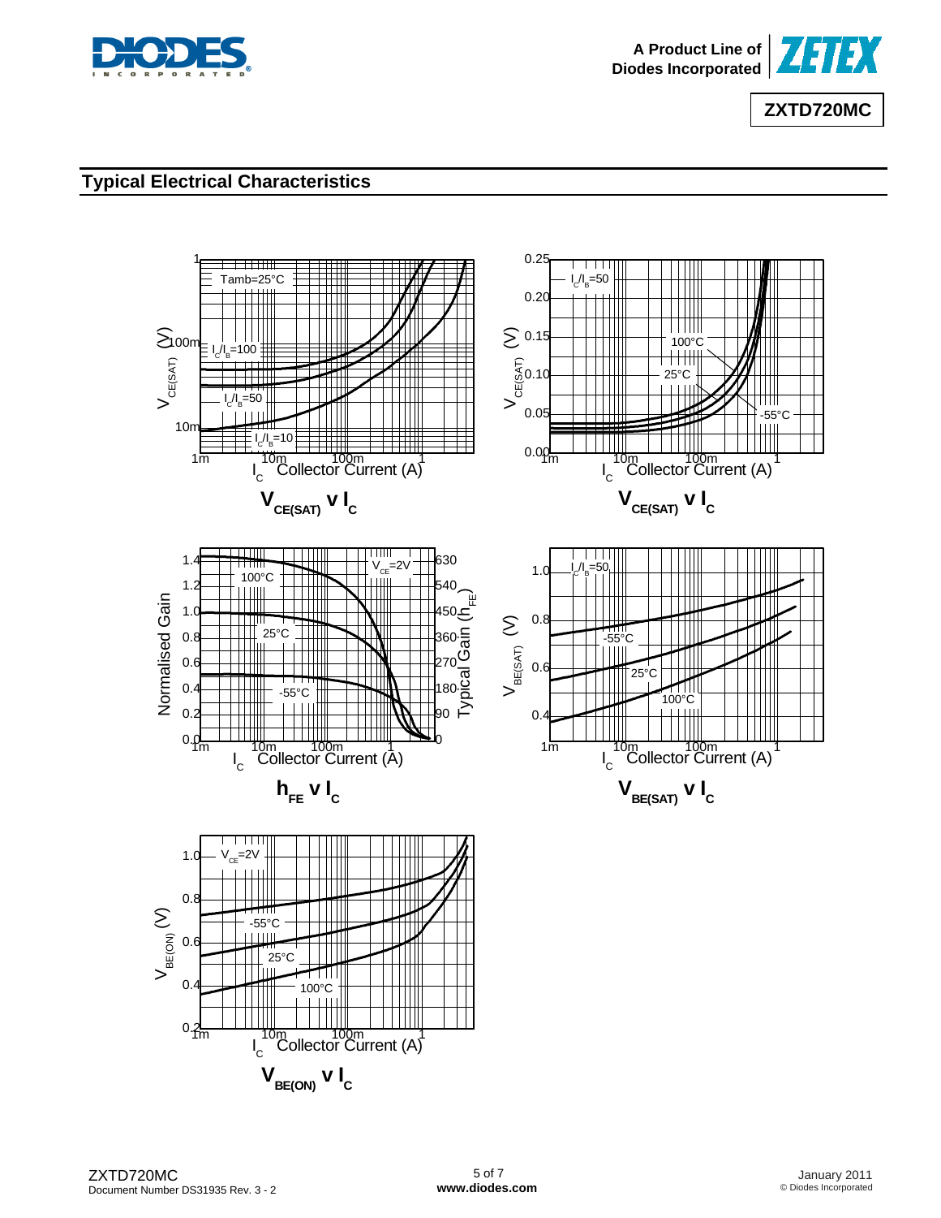## Typical Electrical Characteristics

$V_{CE(SAT)}$ v $I_C$

$V_{CE(SAT)}$ v $I_C$

$h_{FE}$ v $I_C$

$V_{BE(SAT)}$ v $I_C$

$V_{BE(ON)}$ v $I_C$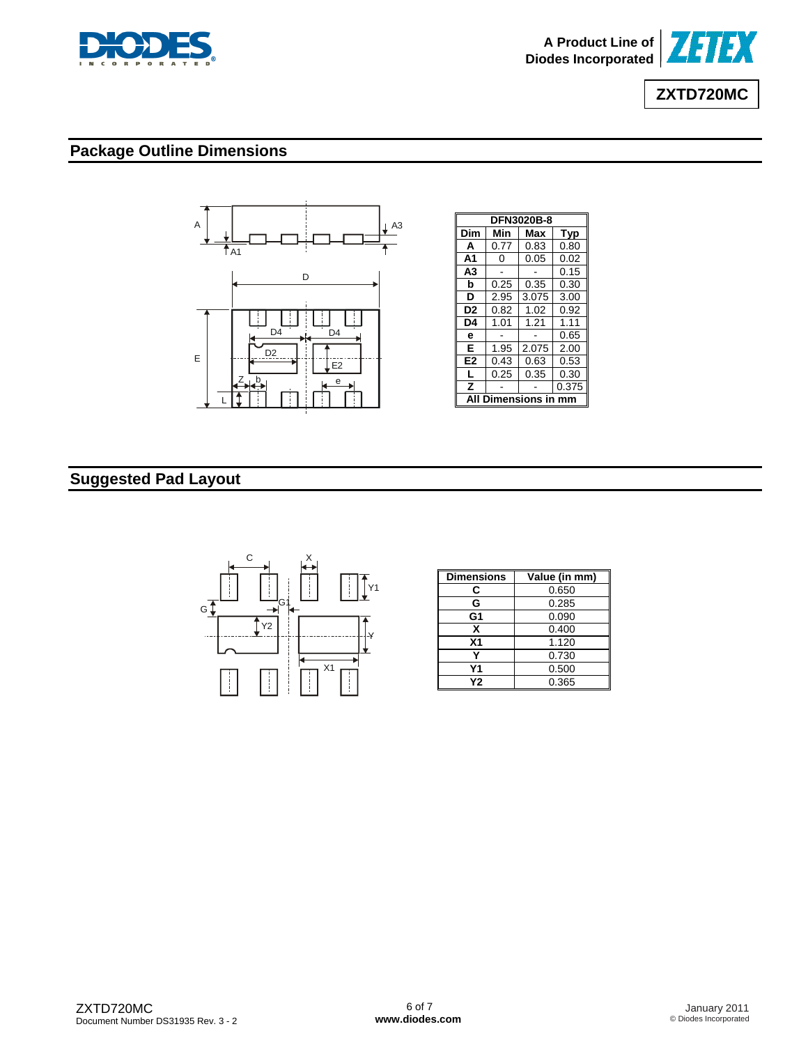## Package Outline Dimensions

| DFN3020B-8 | | | |
|---|---|---|---|
| Dim | Min | Max | Typ |
| A | 0.77 | 0.83 | 0.80 |
| A1 | 0 | 0.05 | 0.02 |
| A3 | - | - | 0.15 |
| b | 0.25 | 0.35 | 0.30 |
| D | 2.95 | 3.075 | 3.00 |
| D2 | 0.82 | 1.02 | 0.92 |
| D4 | 1.01 | 1.21 | 1.11 |
| e | - | - | 0.65 |
| E | 1.95 | 2.075 | 2.00 |
| E2 | 0.43 | 0.63 | 0.53 |
| L | 0.25 | 0.35 | 0.30 |
| Z | - | - | 0.375 |
| All Dimensions in mm | | | |

## Suggested Pad Layout

| Dimensions | Value (in mm) |
|---|---|
| C | 0.650 |
| G | 0.285 |
| G1 | 0.090 |
| X | 0.400 |
| X1 | 1.120 |
| Y | 0.730 |
| Y1 | 0.500 |
| Y2 | 0.365 |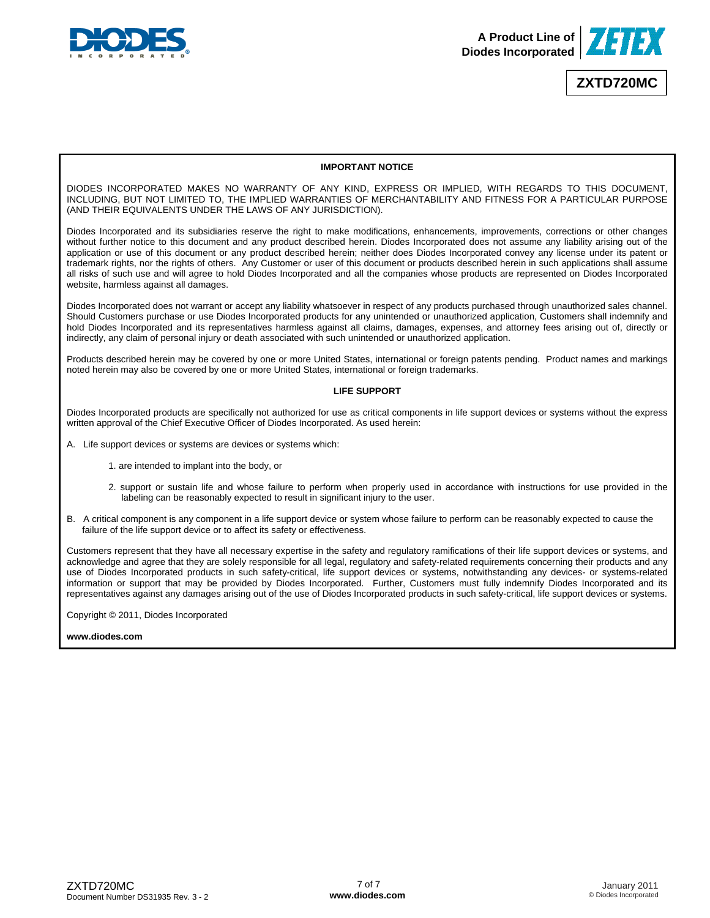## IMPORTANT NOTICE

DIODES INCORPORATED MAKES NO WARRANTY OF ANY KIND, EXPRESS OR IMPLIED, WITH REGARDS TO THIS DOCUMENT, INCLUDING, BUT NOT LIMITED TO, THE IMPLIED WARRANTIES OF MERCHANTABILITY AND FITNESS FOR A PARTICULAR PURPOSE (AND THEIR EQUIVALENTS UNDER THE LAWS OF ANY JURISDICTION).

Diodes Incorporated and its subsidiaries reserve the right to make modifications, enhancements, improvements, corrections or other changes without further notice to this document and any product described herein. Diodes Incorporated does not assume any liability arising out of the application or use of this document or any product described herein; neither does Diodes Incorporated convey any license under its patent or trademark rights, nor the rights of others. Any Customer or user of this document or products described herein in such applications shall assume all risks of such use and will agree to hold Diodes Incorporated and all the companies whose products are represented on Diodes Incorporated website, harmless against all damages.

Diodes Incorporated does not warrant or accept any liability whatsoever in respect of any products purchased through unauthorized sales channel. Should Customers purchase or use Diodes Incorporated products for any unintended or unauthorized application, Customers shall indemnify and hold Diodes Incorporated and its representatives harmless against all claims, damages, expenses, and attorney fees arising out of, directly or indirectly, any claim of personal injury or death associated with such unintended or unauthorized application.

Products described herein may be covered by one or more United States, international or foreign patents pending. Product names and markings noted herein may also be covered by one or more United States, international or foreign trademarks.

## LIFE SUPPORT

Diodes Incorporated products are specifically not authorized for use as critical components in life support devices or systems without the express written approval of the Chief Executive Officer of Diodes Incorporated. As used herein:

A. Life support devices or systems are devices or systems which:

1. are intended to implant into the body, or
2. support or sustain life and whose failure to perform when properly used in accordance with instructions for use provided in the labeling can be reasonably expected to result in significant injury to the user.

B. A critical component is any component in a life support device or system whose failure to perform can be reasonably expected to cause the failure of the life support device or to affect its safety or effectiveness.

Customers represent that they have all necessary expertise in the safety and regulatory ramifications of their life support devices or systems, and acknowledge and agree that they are solely responsible for all legal, regulatory and safety-related requirements concerning their products and any use of Diodes Incorporated products in such safety-critical, life support devices or systems, notwithstanding any devices- or systems-related information or support that may be provided by Diodes Incorporated. Further, Customers must fully indemnify Diodes Incorporated and its representatives against any damages arising out of the use of Diodes Incorporated products in such safety-critical, life support devices or systems.

Copyright © 2011, Diodes Incorporated

**www.diodes.com**